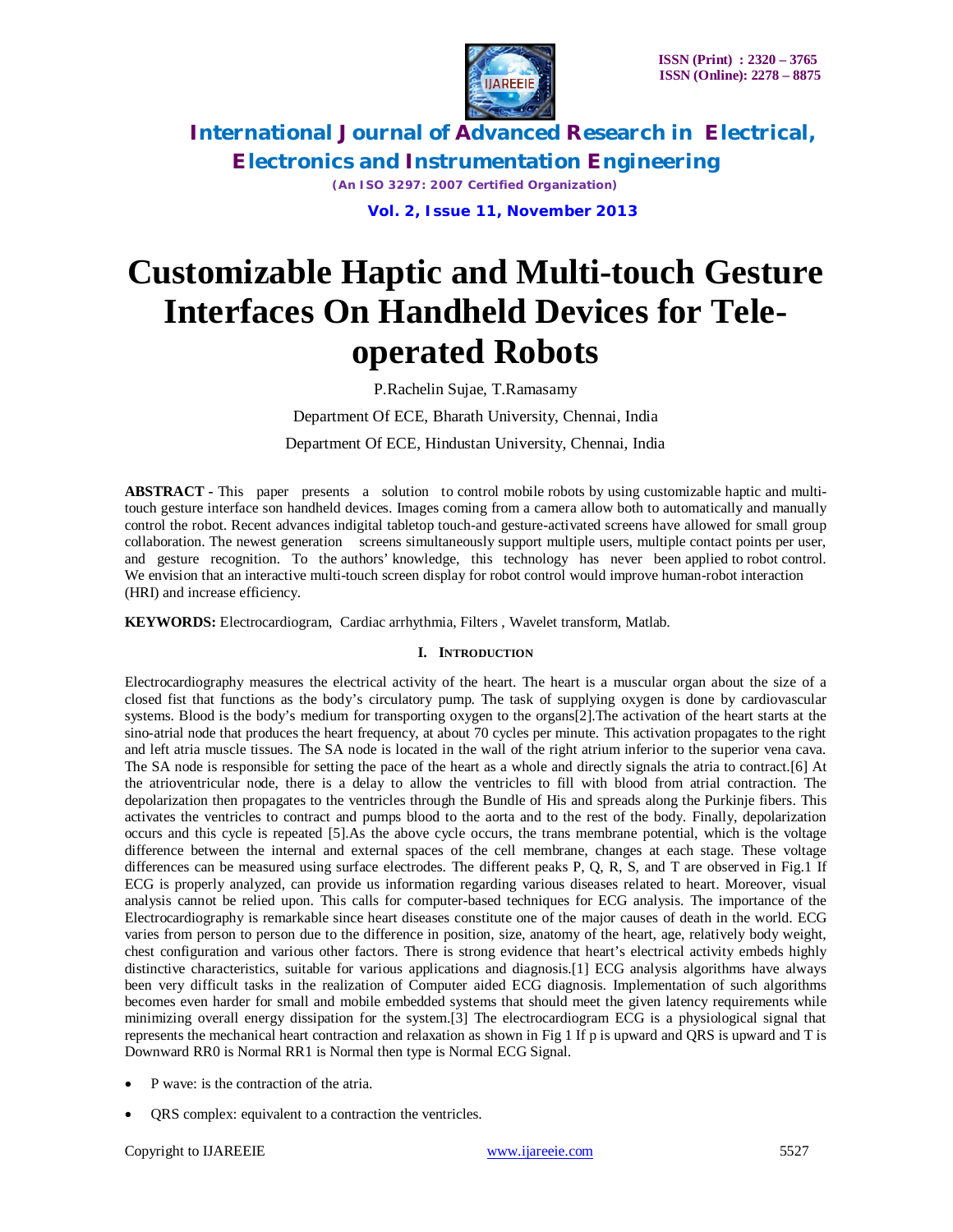# Customizable Haptic and Multi-touch Gesture Interfaces On Handheld Devices for Tele-operated Robots

P.Rachelin Sujae, T.Ramasamy

Department Of ECE, Bharath University, Chennai, India

Department Of ECE, Hindustan University, Chennai, India

**ABSTRACT -** This paper presents a solution to control mobile robots by using customizable haptic and multi-touch gesture interface son handheld devices. Images coming from a camera allow both to automatically and manually control the robot. Recent advances indigital tabletop touch-and gesture-activated screens have allowed for small group collaboration. The newest generation screens simultaneously support multiple users, multiple contact points per user, and gesture recognition. To the authors' knowledge, this technology has never been applied to robot control. We envision that an interactive multi-touch screen display for robot control would improve human-robot interaction (HRI) and increase efficiency.

**KEYWORDS:** Electrocardiogram, Cardiac arrhythmia, Filters , Wavelet transform, Matlab.

## I. INTRODUCTION

Electrocardiography measures the electrical activity of the heart. The heart is a muscular organ about the size of a closed fist that functions as the body's circulatory pump. The task of supplying oxygen is done by cardiovascular systems. Blood is the body's medium for transporting oxygen to the organs[2].The activation of the heart starts at the sino-atrial node that produces the heart frequency, at about 70 cycles per minute. This activation propagates to the right and left atria muscle tissues. The SA node is located in the wall of the right atrium inferior to the superior vena cava. The SA node is responsible for setting the pace of the heart as a whole and directly signals the atria to contract.[6] At the atrioventricular node, there is a delay to allow the ventricles to fill with blood from atrial contraction. The depolarization then propagates to the ventricles through the Bundle of His and spreads along the Purkinje fibers. This activates the ventricles to contract and pumps blood to the aorta and to the rest of the body. Finally, depolarization occurs and this cycle is repeated [5].As the above cycle occurs, the trans membrane potential, which is the voltage difference between the internal and external spaces of the cell membrane, changes at each stage. These voltage differences can be measured using surface electrodes. The different peaks P, Q, R, S, and T are observed in Fig.1 If ECG is properly analyzed, can provide us information regarding various diseases related to heart. Moreover, visual analysis cannot be relied upon. This calls for computer-based techniques for ECG analysis. The importance of the Electrocardiography is remarkable since heart diseases constitute one of the major causes of death in the world. ECG varies from person to person due to the difference in position, size, anatomy of the heart, age, relatively body weight, chest configuration and various other factors. There is strong evidence that heart's electrical activity embeds highly distinctive characteristics, suitable for various applications and diagnosis.[1] ECG analysis algorithms have always been very difficult tasks in the realization of Computer aided ECG diagnosis. Implementation of such algorithms becomes even harder for small and mobile embedded systems that should meet the given latency requirements while minimizing overall energy dissipation for the system.[3] The electrocardiogram ECG is a physiological signal that represents the mechanical heart contraction and relaxation as shown in Fig 1 If p is upward and QRS is upward and T is Downward RR0 is Normal RR1 is Normal then type is Normal ECG Signal.

- P wave: is the contraction of the atria.
- QRS complex: equivalent to a contraction the ventricles.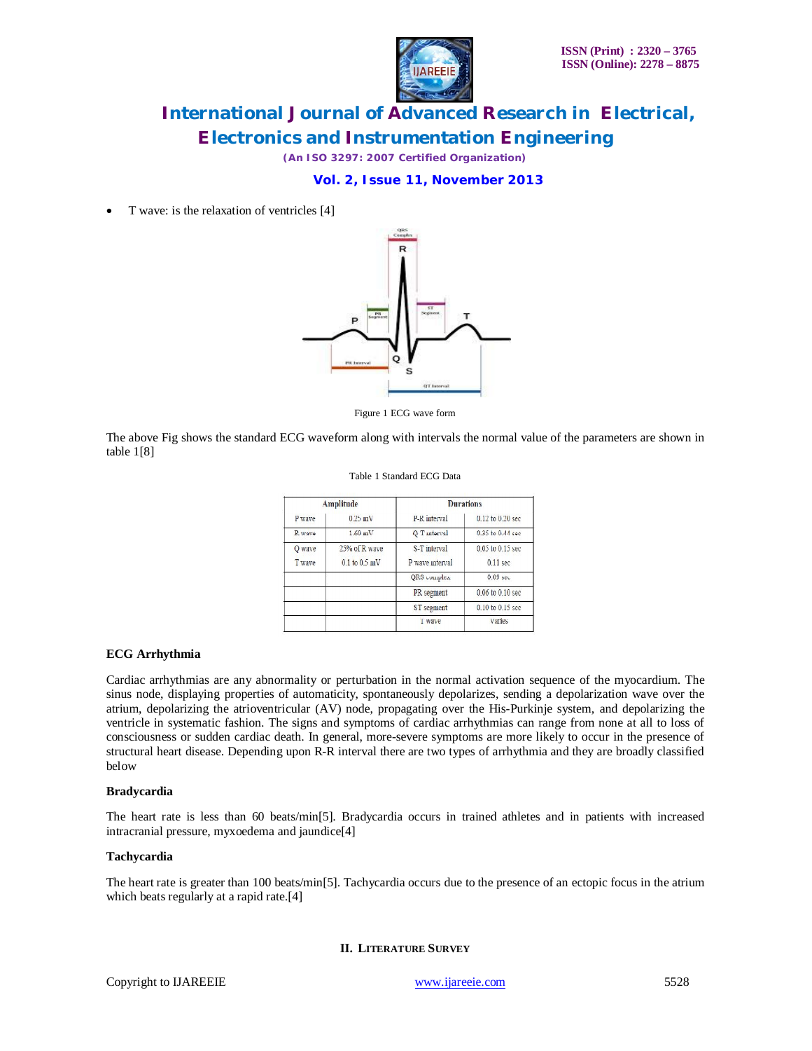- T wave: is the relaxation of ventricles [4]

Figure 1 ECG wave form

The above Fig shows the standard ECG waveform along with intervals the normal value of the parameters are shown in table 1[8]

Table 1 Standard ECG Data

| Amplitude | | Durations | |
|---|---|---|---|
| P wave | 0.25 mV | P-R interval | 0.12 to 0.20 sec |
| R wave | 1.60 mV | Q-T interval | 0.35 to 0.44 sec |
| Q wave | 25% of R wave | S-T interval | 0.05 to 0.15 sec |
| T wave | 0.1 to 0.5 mV | P wave interval | 0.11 sec |
| | | QRS complex | 0.09 sec |
| | | PR segment | 0.06 to 0.10 sec |
| | | ST segment | 0.10 to 0.15 sec |
| | | T wave | Varies |

**ECG Arrhythmia**

Cardiac arrhythmias are any abnormality or perturbation in the normal activation sequence of the myocardium. The sinus node, displaying properties of automaticity, spontaneously depolarizes, sending a depolarization wave over the atrium, depolarizing the atrioventricular (AV) node, propagating over the His-Purkinje system, and depolarizing the ventricle in systematic fashion. The signs and symptoms of cardiac arrhythmias can range from none at all to loss of consciousness or sudden cardiac death. In general, more-severe symptoms are more likely to occur in the presence of structural heart disease. Depending upon R-R interval there are two types of arrhythmia and they are broadly classified below

**Bradycardia**

The heart rate is less than 60 beats/min[5]. Bradycardia occurs in trained athletes and in patients with increased intracranial pressure, myxoedema and jaundice[4]

**Tachycardia**

The heart rate is greater than 100 beats/min[5]. Tachycardia occurs due to the presence of an ectopic focus in the atrium which beats regularly at a rapid rate.[4]

## II. LITERATURE SURVEY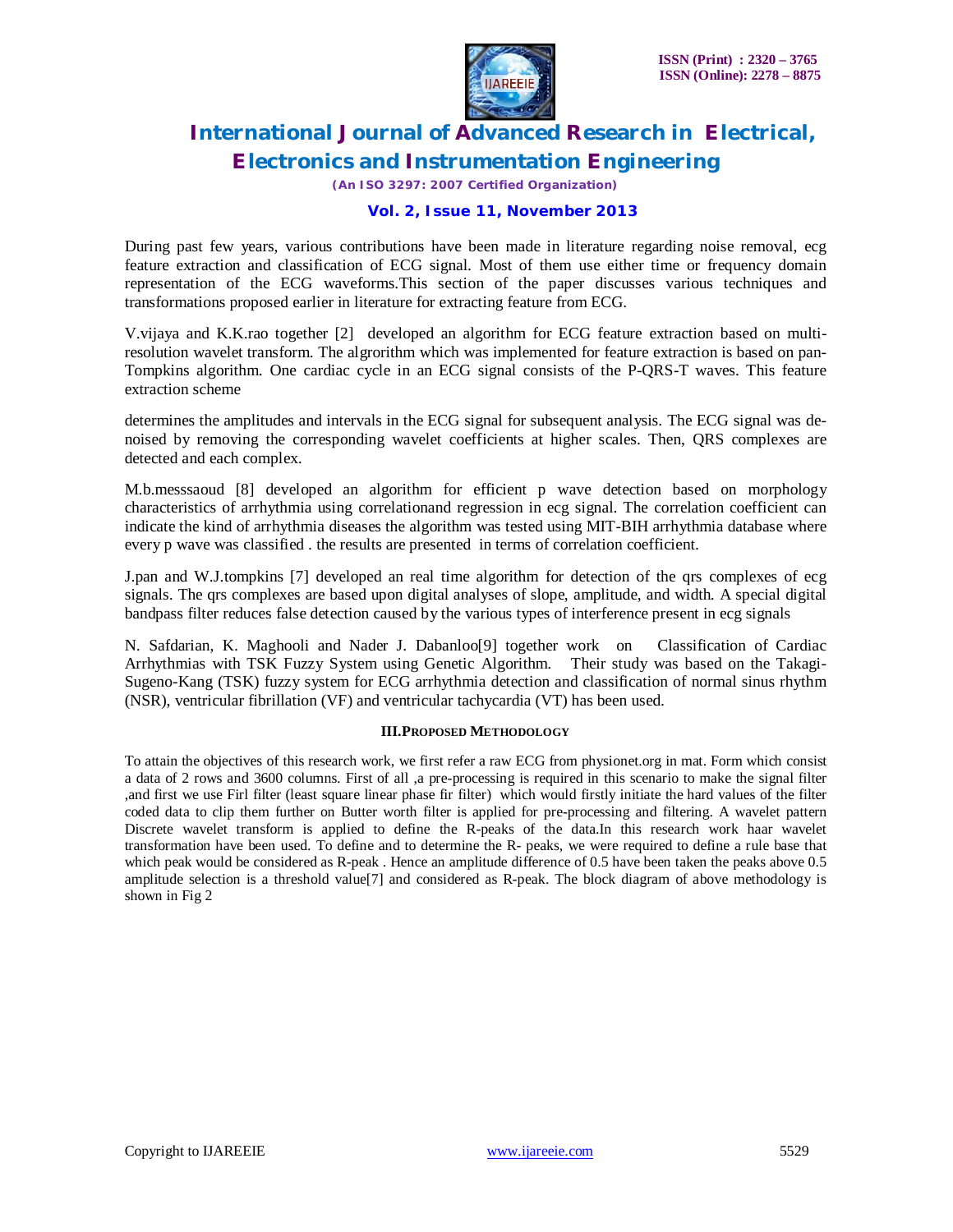During past few years, various contributions have been made in literature regarding noise removal, ecg feature extraction and classification of ECG signal. Most of them use either time or frequency domain representation of the ECG waveforms.This section of the paper discusses various techniques and transformations proposed earlier in literature for extracting feature from ECG.

V.vijaya and K.K.rao together [2] developed an algorithm for ECG feature extraction based on multi-resolution wavelet transform. The algrorithm which was implemented for feature extraction is based on pan-Tompkins algorithm. One cardiac cycle in an ECG signal consists of the P-QRS-T waves. This feature extraction scheme

determines the amplitudes and intervals in the ECG signal for subsequent analysis. The ECG signal was de-noised by removing the corresponding wavelet coefficients at higher scales. Then, QRS complexes are detected and each complex.

M.b.messsaoud [8] developed an algorithm for efficient p wave detection based on morphology characteristics of arrhythmia using correlationand regression in ecg signal. The correlation coefficient can indicate the kind of arrhythmia diseases the algorithm was tested using MIT-BIH arrhythmia database where every p wave was classified . the results are presented in terms of correlation coefficient.

J.pan and W.J.tompkins [7] developed an real time algorithm for detection of the qrs complexes of ecg signals. The qrs complexes are based upon digital analyses of slope, amplitude, and width. A special digital bandpass filter reduces false detection caused by the various types of interference present in ecg signals

N. Safdarian, K. Maghooli and Nader J. Dabanloo[9] together work on Classification of Cardiac Arrhythmias with TSK Fuzzy System using Genetic Algorithm. Their study was based on the Takagi-Sugeno-Kang (TSK) fuzzy system for ECG arrhythmia detection and classification of normal sinus rhythm (NSR), ventricular fibrillation (VF) and ventricular tachycardia (VT) has been used.

## III.PROPOSED METHODOLOGY

To attain the objectives of this research work, we first refer a raw ECG from physionet.org in mat. Form which consist a data of 2 rows and 3600 columns. First of all ,a pre-processing is required in this scenario to make the signal filter ,and first we use Firl filter (least square linear phase fir filter) which would firstly initiate the hard values of the filter coded data to clip them further on Butter worth filter is applied for pre-processing and filtering. A wavelet pattern Discrete wavelet transform is applied to define the R-peaks of the data.In this research work haar wavelet transformation have been used. To define and to determine the R- peaks, we were required to define a rule base that which peak would be considered as R-peak . Hence an amplitude difference of 0.5 have been taken the peaks above 0.5 amplitude selection is a threshold value[7] and considered as R-peak. The block diagram of above methodology is shown in Fig 2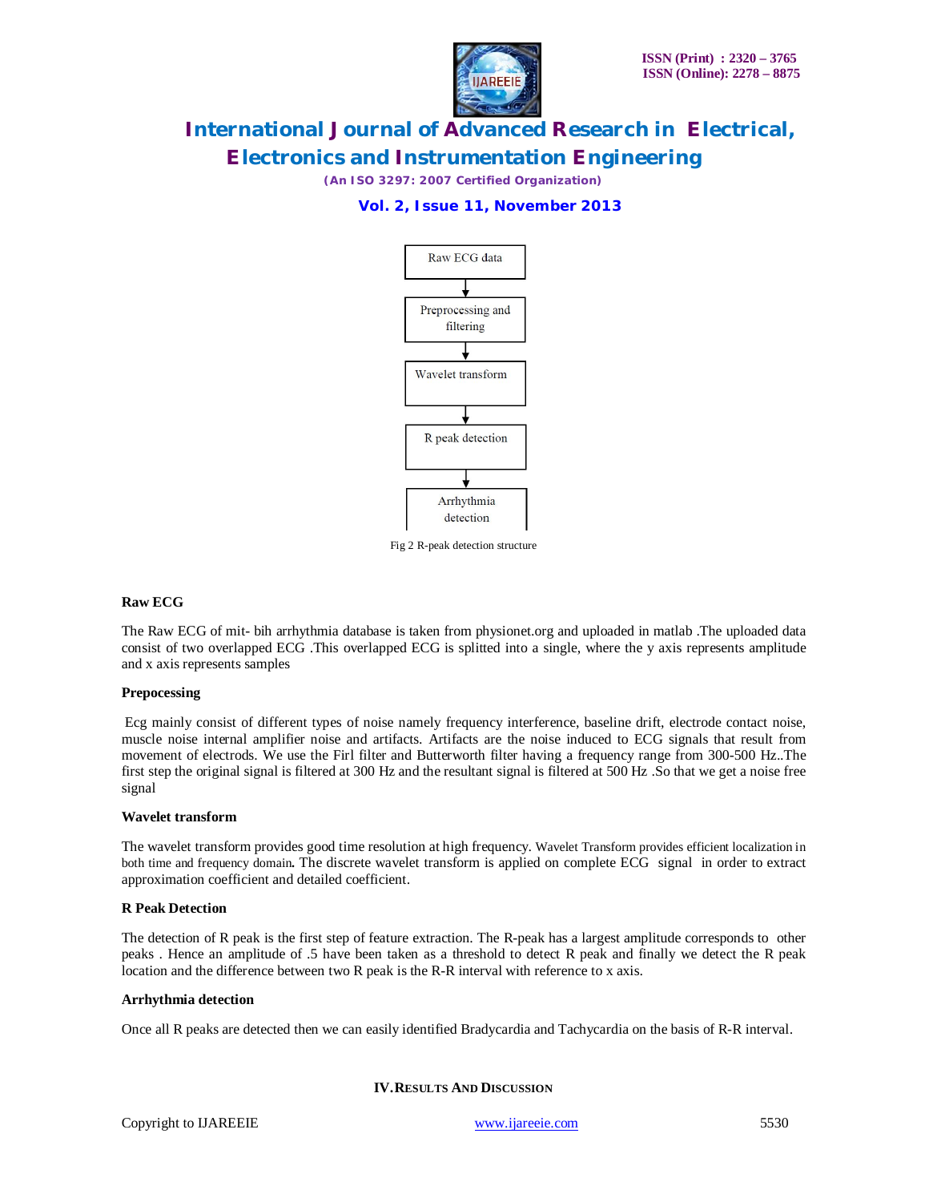Raw ECG data → Preprocessing and filtering → Wavelet transform → R peak detection → Arrhythmia detection

Fig 2 R-peak detection structure

**Raw ECG**

The Raw ECG of mit- bih arrhythmia database is taken from physionet.org and uploaded in matlab .The uploaded data consist of two overlapped ECG .This overlapped ECG is splitted into a single, where the y axis represents amplitude and x axis represents samples

**Prepocessing**

Ecg mainly consist of different types of noise namely frequency interference, baseline drift, electrode contact noise, muscle noise internal amplifier noise and artifacts. Artifacts are the noise induced to ECG signals that result from movement of electrods. We use the Firl filter and Butterworth filter having a frequency range from 300-500 Hz..The first step the original signal is filtered at 300 Hz and the resultant signal is filtered at 500 Hz .So that we get a noise free signal

**Wavelet transform**

The wavelet transform provides good time resolution at high frequency. Wavelet Transform provides efficient localization in both time and frequency domain**.** The discrete wavelet transform is applied on complete ECG signal in order to extract approximation coefficient and detailed coefficient.

**R Peak Detection**

The detection of R peak is the first step of feature extraction. The R-peak has a largest amplitude corresponds to other peaks . Hence an amplitude of .5 have been taken as a threshold to detect R peak and finally we detect the R peak location and the difference between two R peak is the R-R interval with reference to x axis.

**Arrhythmia detection**

Once all R peaks are detected then we can easily identified Bradycardia and Tachycardia on the basis of R-R interval.

## IV. Results And Discussion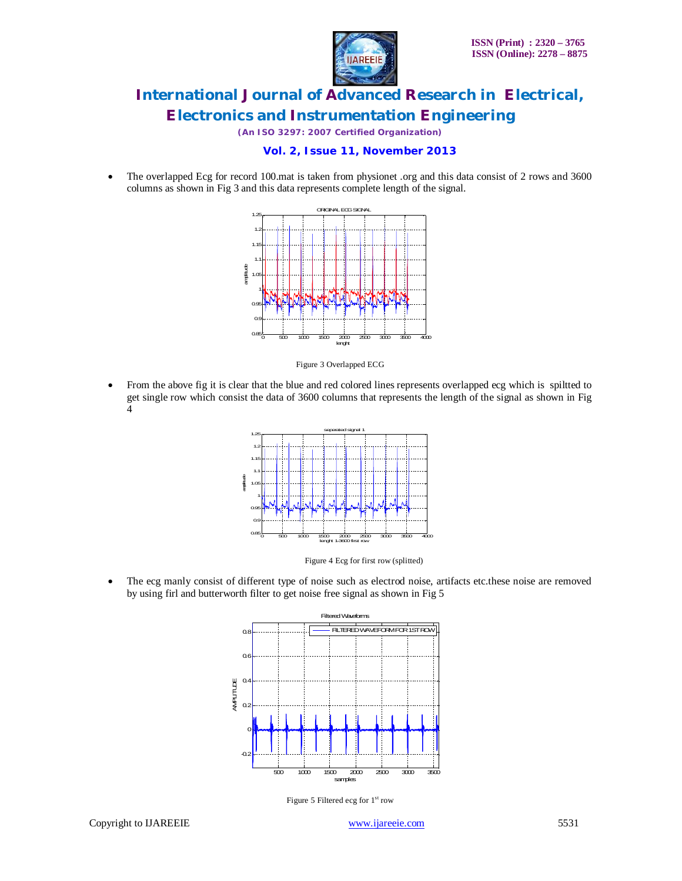- The overlapped Ecg for record 100.mat is taken from physionet .org and this data consist of 2 rows and 3600 columns as shown in Fig 3 and this data represents complete length of the signal.

Figure 3 Overlapped ECG

- From the above fig it is clear that the blue and red colored lines represents overlapped ecg which is spiltted to get single row which consist the data of 3600 columns that represents the length of the signal as shown in Fig 4

Figure 4 Ecg for first row (splitted)

- The ecg manly consist of different type of noise such as electrod noise, artifacts etc.these noise are removed by using firl and butterworth filter to get noise free signal as shown in Fig 5

Figure 5 Filtered ecg for 1st row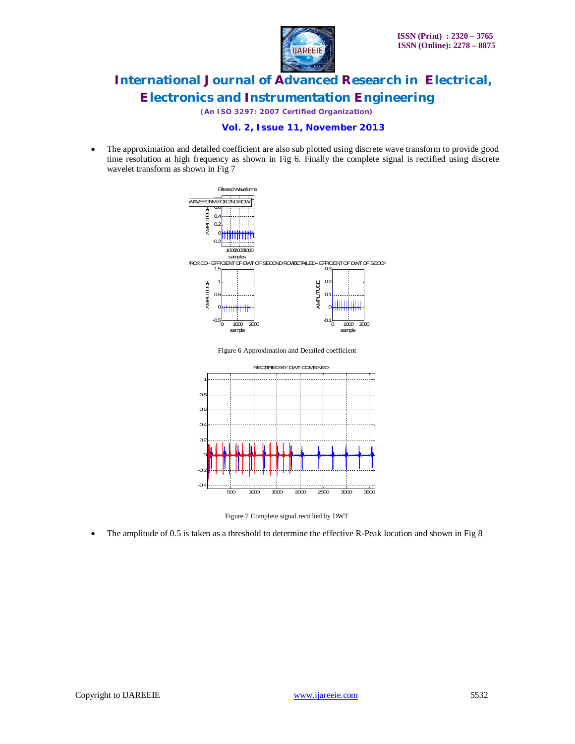- The approximation and detailed coefficient are also sub plotted using discrete wave transform to provide good time resolution at high frequency as shown in Fig 6. Finally the complete signal is rectified using discrete wavelet transform as shown in Fig 7

Figure 6 Approximation and Detailed coefficient

Figure 7 Complete signal rectified by DWT

- The amplitude of 0.5 is taken as a threshold to determine the effective R-Peak location and shown in Fig 8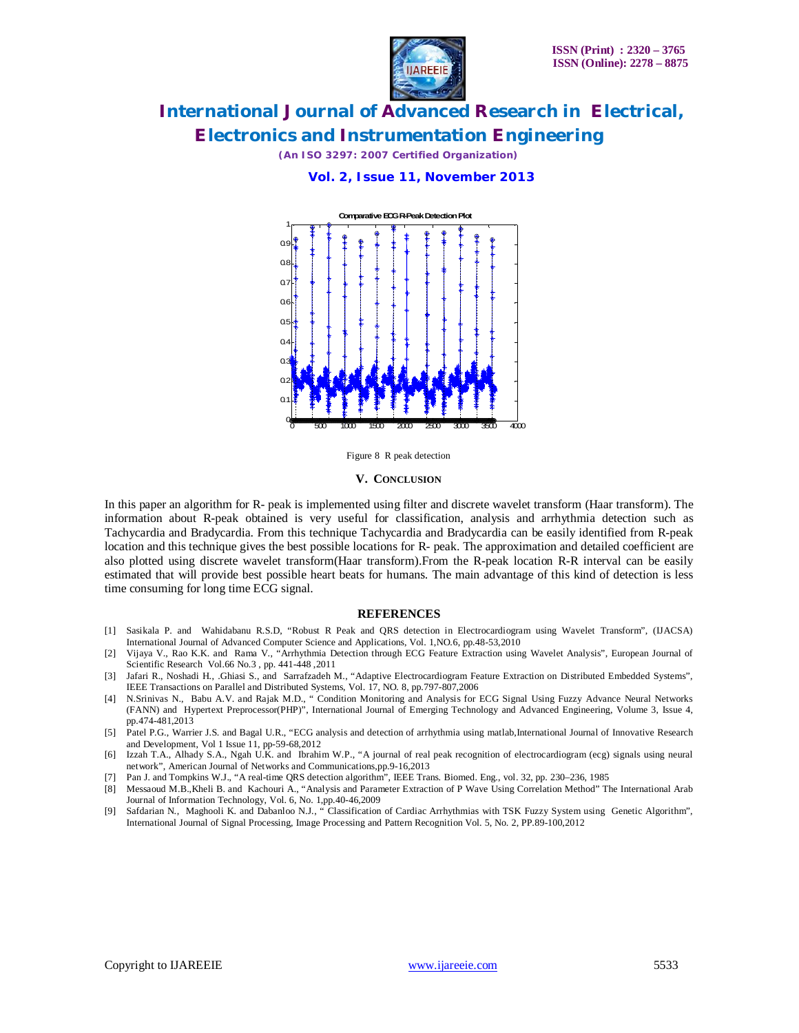Comparative ECG R-Peak Detection Plot

1
0.9
0.8
0.7
0.6
0.5
0.4
0.3
0.2
0.1
0

0 500 1000 1500 2000 2500 3000 3500 4000

Figure 8 R peak detection

## V. CONCLUSION

In this paper an algorithm for R- peak is implemented using filter and discrete wavelet transform (Haar transform). The information about R-peak obtained is very useful for classification, analysis and arrhythmia detection such as Tachycardia and Bradycardia. From this technique Tachycardia and Bradycardia can be easily identified from R-peak location and this technique gives the best possible locations for R- peak. The approximation and detailed coefficient are also plotted using discrete wavelet transform(Haar transform).From the R-peak location R-R interval can be easily estimated that will provide best possible heart beats for humans. The main advantage of this kind of detection is less time consuming for long time ECG signal.

## REFERENCES

[1] Sasikala P. and Wahidabanu R.S.D, "Robust R Peak and QRS detection in Electrocardiogram using Wavelet Transform", (IJACSA) International Journal of Advanced Computer Science and Applications, Vol. 1,NO.6, pp.48-53,2010

[2] Vijaya V., Rao K.K. and Rama V., "Arrhythmia Detection through ECG Feature Extraction using Wavelet Analysis", European Journal of Scientific Research Vol.66 No.3 , pp. 441-448 ,2011

[3] Jafari R., Noshadi H., .Ghiasi S., and Sarrafzadeh M., "Adaptive Electrocardiogram Feature Extraction on Distributed Embedded Systems", IEEE Transactions on Parallel and Distributed Systems, Vol. 17, NO. 8, pp.797-807,2006

[4] N.Srinivas N., Babu A.V. and Rajak M.D., " Condition Monitoring and Analysis for ECG Signal Using Fuzzy Advance Neural Networks (FANN) and Hypertext Preprocessor(PHP)", International Journal of Emerging Technology and Advanced Engineering, Volume 3, Issue 4, pp.474-481,2013

[5] Patel P.G., Warrier J.S. and Bagal U.R., "ECG analysis and detection of arrhythmia using matlab,International Journal of Innovative Research and Development, Vol 1 Issue 11, pp-59-68,2012

[6] Izzah T.A., Alhady S.A., Ngah U.K. and Ibrahim W.P., "A journal of real peak recognition of electrocardiogram (ecg) signals using neural network", American Journal of Networks and Communications,pp.9-16,2013

[7] Pan J. and Tompkins W.J., "A real-time QRS detection algorithm", IEEE Trans. Biomed. Eng., vol. 32, pp. 230–236, 1985

[8] Messaoud M.B.,Kheli B. and Kachouri A., "Analysis and Parameter Extraction of P Wave Using Correlation Method" The International Arab Journal of Information Technology, Vol. 6, No. 1,pp.40-46,2009

[9] Safdarian N., Maghooli K. and Dabanloo N.J., " Classification of Cardiac Arrhythmias with TSK Fuzzy System using Genetic Algorithm", International Journal of Signal Processing, Image Processing and Pattern Recognition Vol. 5, No. 2, PP.89-100,2012